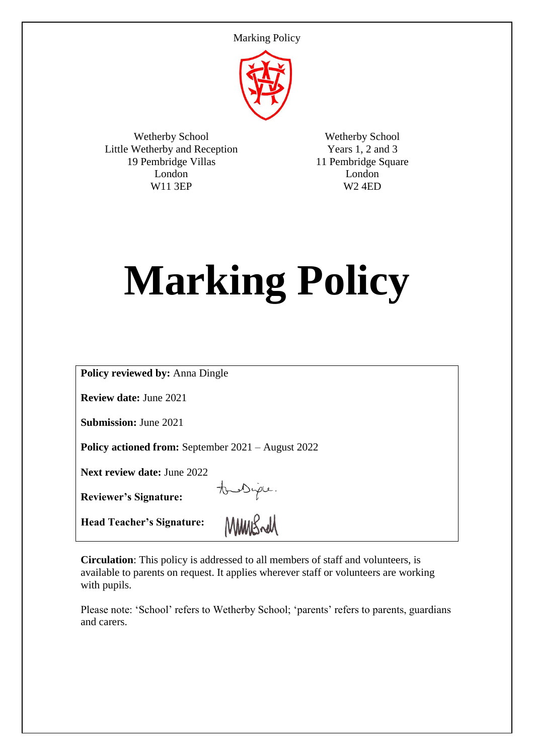Wetherby School
Little Wetherby and Reception
19 Pembridge Villas
London
W11 3EP

Wetherby School
Years 1, 2 and 3
11 Pembridge Square
London
W2 4ED

# Marking Policy

**Policy reviewed by:** Anna Dingle

**Review date:** June 2021

**Submission:** June 2021

**Policy actioned from:** September 2021 – August 2022

**Next review date:** June 2022

**Reviewer's Signature:**

**Head Teacher's Signature:**

**Circulation**: This policy is addressed to all members of staff and volunteers, is available to parents on request. It applies wherever staff or volunteers are working with pupils.

Please note: 'School' refers to Wetherby School; 'parents' refers to parents, guardians and carers.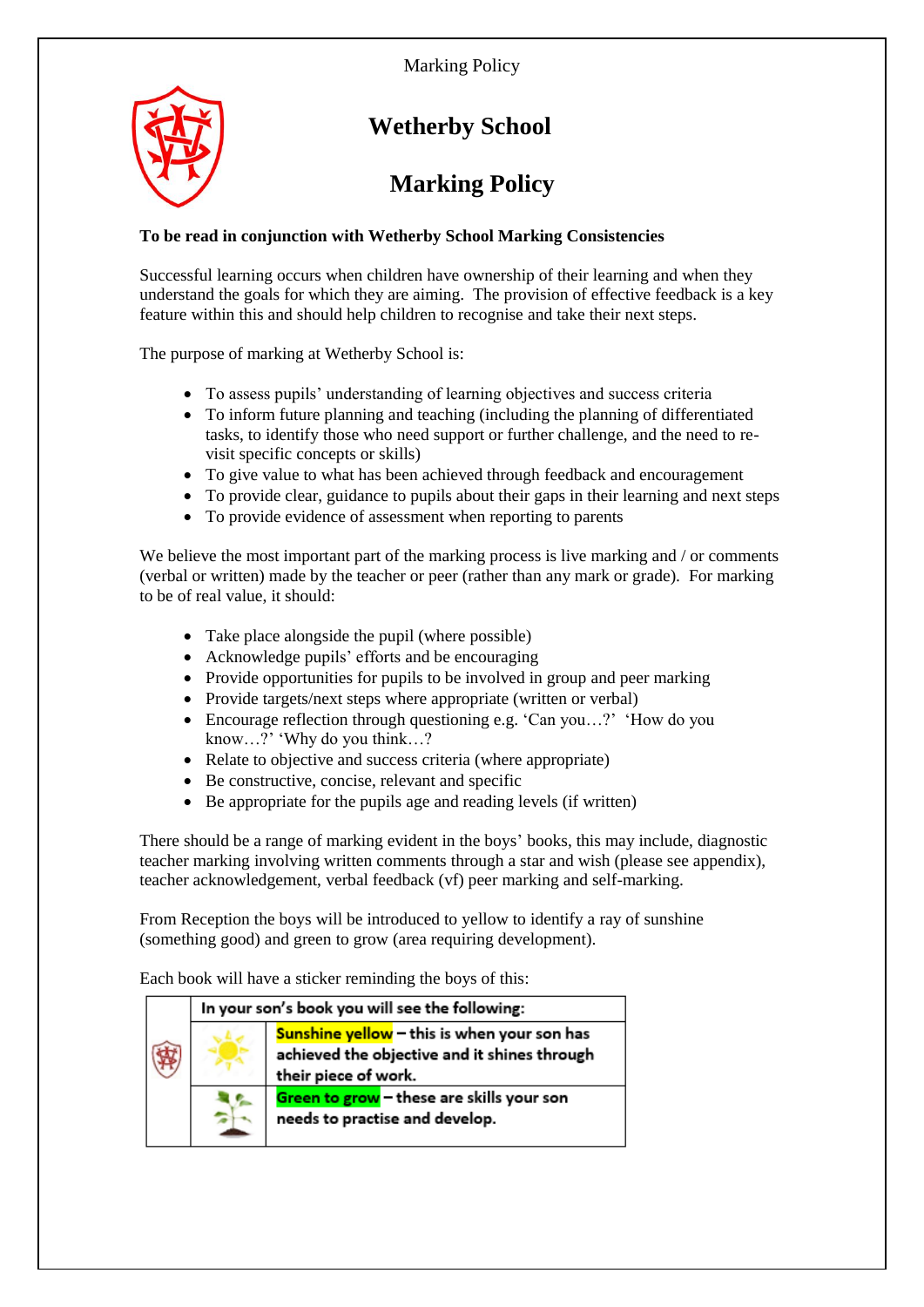# Wetherby School

## Marking Policy

**To be read in conjunction with Wetherby School Marking Consistencies**

Successful learning occurs when children have ownership of their learning and when they understand the goals for which they are aiming. The provision of effective feedback is a key feature within this and should help children to recognise and take their next steps.

The purpose of marking at Wetherby School is:

- To assess pupils' understanding of learning objectives and success criteria
- To inform future planning and teaching (including the planning of differentiated tasks, to identify those who need support or further challenge, and the need to re-visit specific concepts or skills)
- To give value to what has been achieved through feedback and encouragement
- To provide clear, guidance to pupils about their gaps in their learning and next steps
- To provide evidence of assessment when reporting to parents

We believe the most important part of the marking process is live marking and / or comments (verbal or written) made by the teacher or peer (rather than any mark or grade). For marking to be of real value, it should:

- Take place alongside the pupil (where possible)
- Acknowledge pupils' efforts and be encouraging
- Provide opportunities for pupils to be involved in group and peer marking
- Provide targets/next steps where appropriate (written or verbal)
- Encourage reflection through questioning e.g. 'Can you…?' 'How do you know…?' 'Why do you think…?
- Relate to objective and success criteria (where appropriate)
- Be constructive, concise, relevant and specific
- Be appropriate for the pupils age and reading levels (if written)

There should be a range of marking evident in the boys' books, this may include, diagnostic teacher marking involving written comments through a star and wish (please see appendix), teacher acknowledgement, verbal feedback (vf) peer marking and self-marking.

From Reception the boys will be introduced to yellow to identify a ray of sunshine (something good) and green to grow (area requiring development).

Each book will have a sticker reminding the boys of this:

| | In your son's book you will see the following: | |
|---|---|---|
| | | **Sunshine yellow** – this is when your son has achieved the objective and it shines through their piece of work. |
| | | **Green to grow** – these are skills your son needs to practise and develop. |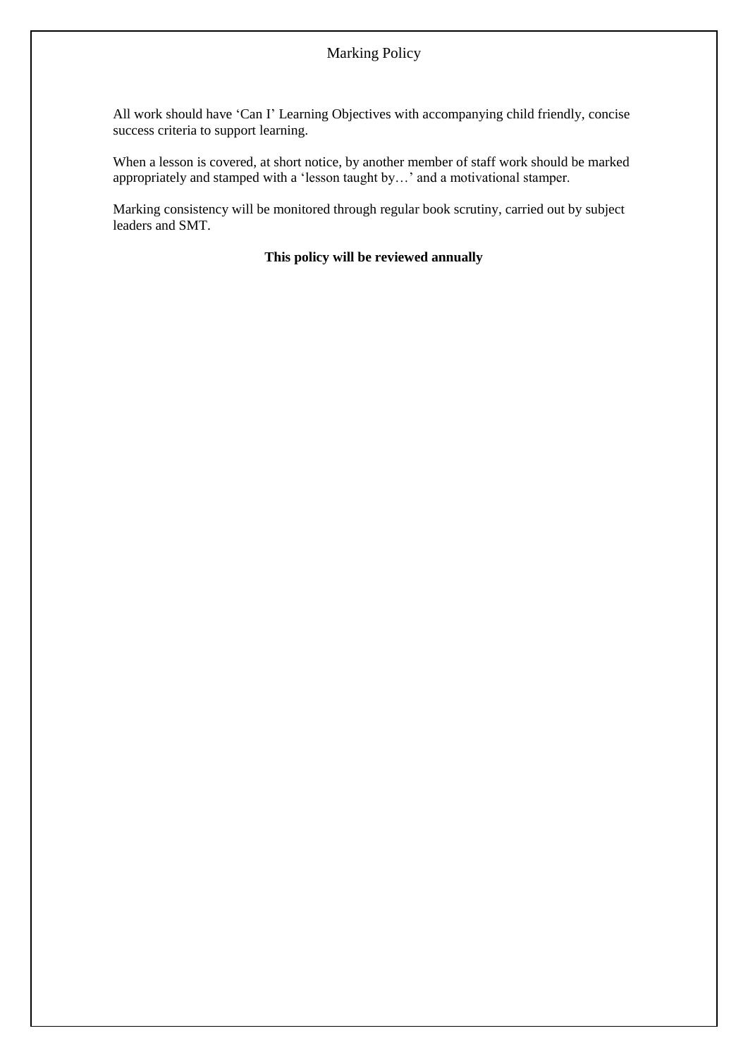All work should have ‘Can I’ Learning Objectives with accompanying child friendly, concise success criteria to support learning.

When a lesson is covered, at short notice, by another member of staff work should be marked appropriately and stamped with a ‘lesson taught by…’ and a motivational stamper.

Marking consistency will be monitored through regular book scrutiny, carried out by subject leaders and SMT.

**This policy will be reviewed annually**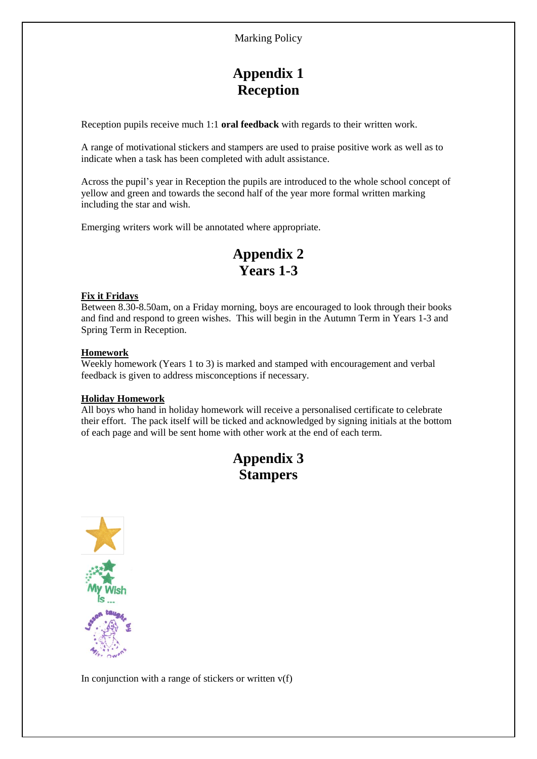# Appendix 1
# Reception

Reception pupils receive much 1:1 **oral feedback** with regards to their written work.

A range of motivational stickers and stampers are used to praise positive work as well as to indicate when a task has been completed with adult assistance.

Across the pupil's year in Reception the pupils are introduced to the whole school concept of yellow and green and towards the second half of the year more formal written marking including the star and wish.

Emerging writers work will be annotated where appropriate.

# Appendix 2
# Years 1-3

**Fix it Fridays**
Between 8.30-8.50am, on a Friday morning, boys are encouraged to look through their books and find and respond to green wishes. This will begin in the Autumn Term in Years 1-3 and Spring Term in Reception.

**Homework**
Weekly homework (Years 1 to 3) is marked and stamped with encouragement and verbal feedback is given to address misconceptions if necessary.

**Holiday Homework**
All boys who hand in holiday homework will receive a personalised certificate to celebrate their effort. The pack itself will be ticked and acknowledged by signing initials at the bottom of each page and will be sent home with other work at the end of each term.

# Appendix 3
# Stampers

My Wish Is ...

Lesson taught by Miss Owens

In conjunction with a range of stickers or written v(f)